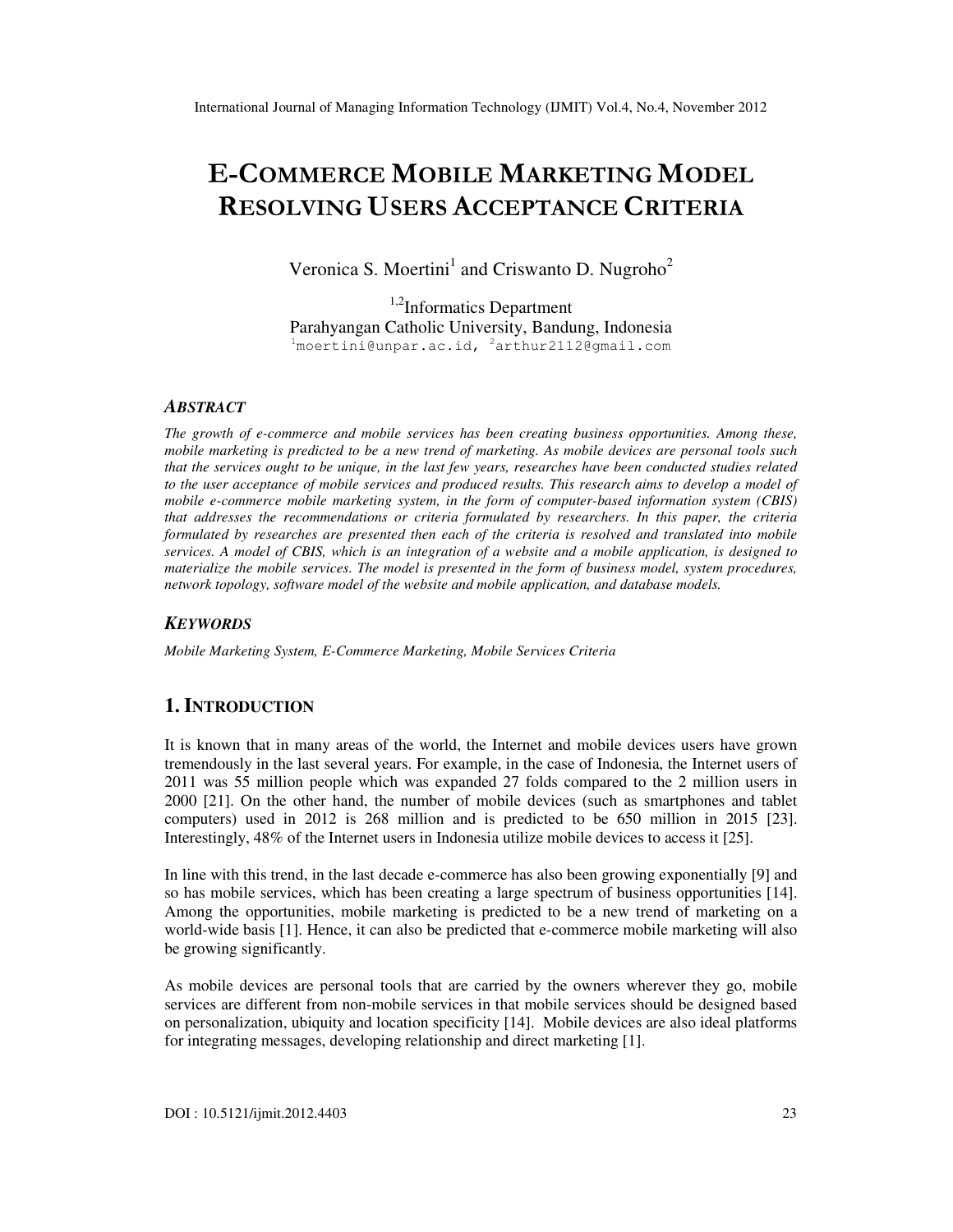# E-COMMERCE MOBILE MARKETING MODEL RESOLVING USERS ACCEPTANCE CRITERIA

Veronica S. Moertini[1] and Criswanto D. Nugroho[2]

[1,2]Informatics Department
Parahyangan Catholic University, Bandung, Indonesia
[1]moertini@unpar.ac.id, [2]arthur2112@gmail.com

### *ABSTRACT*

*The growth of e-commerce and mobile services has been creating business opportunities. Among these, mobile marketing is predicted to be a new trend of marketing. As mobile devices are personal tools such that the services ought to be unique, in the last few years, researches have been conducted studies related to the user acceptance of mobile services and produced results. This research aims to develop a model of mobile e-commerce mobile marketing system, in the form of computer-based information system (CBIS) that addresses the recommendations or criteria formulated by researchers. In this paper, the criteria formulated by researches are presented then each of the criteria is resolved and translated into mobile services. A model of CBIS, which is an integration of a website and a mobile application, is designed to materialize the mobile services. The model is presented in the form of business model, system procedures, network topology, software model of the website and mobile application, and database models.*

### *KEYWORDS*

*Mobile Marketing System, E-Commerce Marketing, Mobile Services Criteria*

## 1. INTRODUCTION

It is known that in many areas of the world, the Internet and mobile devices users have grown tremendously in the last several years. For example, in the case of Indonesia, the Internet users of 2011 was 55 million people which was expanded 27 folds compared to the 2 million users in 2000 [21]. On the other hand, the number of mobile devices (such as smartphones and tablet computers) used in 2012 is 268 million and is predicted to be 650 million in 2015 [23]. Interestingly, 48% of the Internet users in Indonesia utilize mobile devices to access it [25].

In line with this trend, in the last decade e-commerce has also been growing exponentially [9] and so has mobile services, which has been creating a large spectrum of business opportunities [14]. Among the opportunities, mobile marketing is predicted to be a new trend of marketing on a world-wide basis [1]. Hence, it can also be predicted that e-commerce mobile marketing will also be growing significantly.

As mobile devices are personal tools that are carried by the owners wherever they go, mobile services are different from non-mobile services in that mobile services should be designed based on personalization, ubiquity and location specificity [14]. Mobile devices are also ideal platforms for integrating messages, developing relationship and direct marketing [1].

DOI : 10.5121/ijmit.2012.4403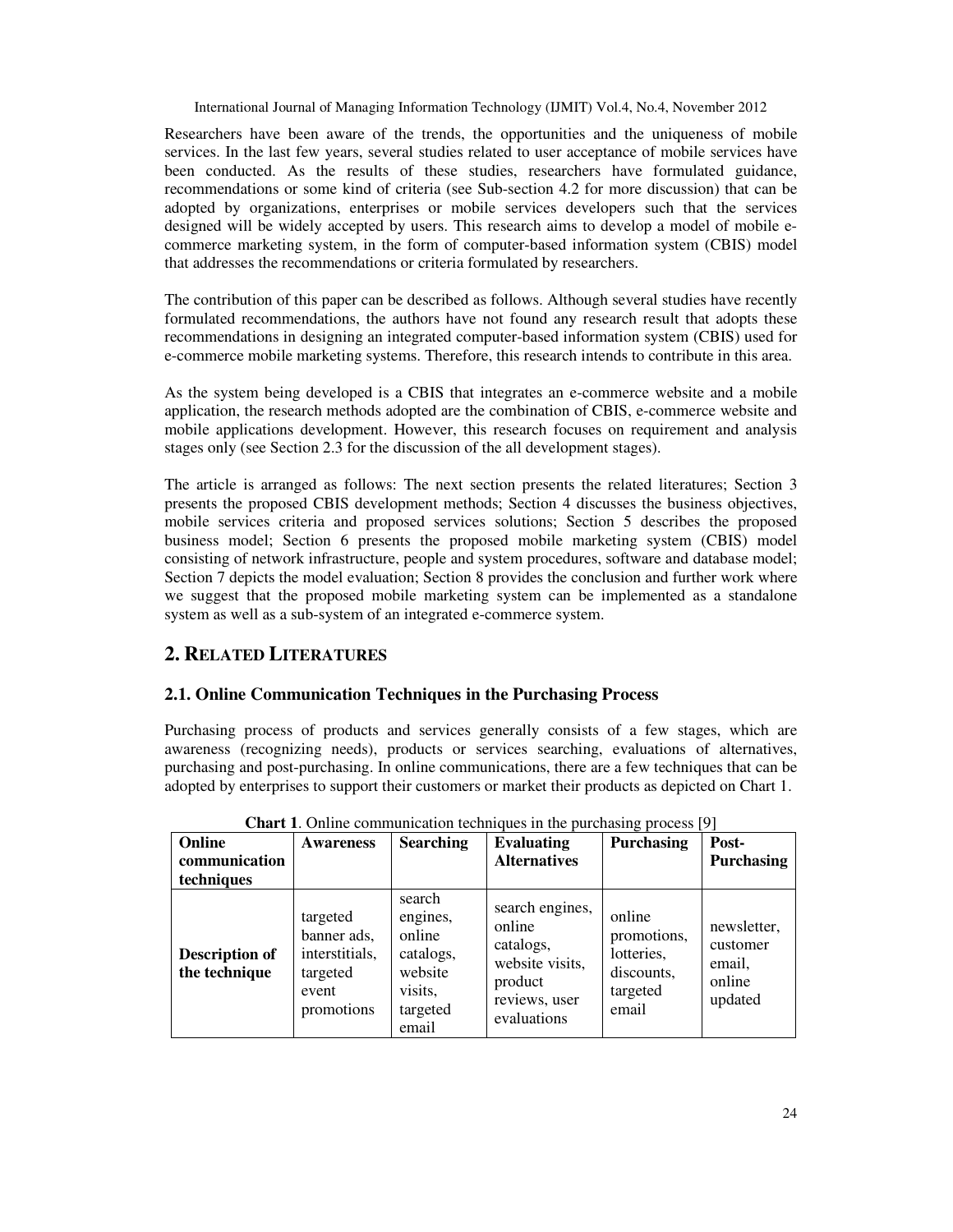Researchers have been aware of the trends, the opportunities and the uniqueness of mobile services. In the last few years, several studies related to user acceptance of mobile services have been conducted. As the results of these studies, researchers have formulated guidance, recommendations or some kind of criteria (see Sub-section 4.2 for more discussion) that can be adopted by organizations, enterprises or mobile services developers such that the services designed will be widely accepted by users. This research aims to develop a model of mobile e-commerce marketing system, in the form of computer-based information system (CBIS) model that addresses the recommendations or criteria formulated by researchers.

The contribution of this paper can be described as follows. Although several studies have recently formulated recommendations, the authors have not found any research result that adopts these recommendations in designing an integrated computer-based information system (CBIS) used for e-commerce mobile marketing systems. Therefore, this research intends to contribute in this area.

As the system being developed is a CBIS that integrates an e-commerce website and a mobile application, the research methods adopted are the combination of CBIS, e-commerce website and mobile applications development. However, this research focuses on requirement and analysis stages only (see Section 2.3 for the discussion of the all development stages).

The article is arranged as follows: The next section presents the related literatures; Section 3 presents the proposed CBIS development methods; Section 4 discusses the business objectives, mobile services criteria and proposed services solutions; Section 5 describes the proposed business model; Section 6 presents the proposed mobile marketing system (CBIS) model consisting of network infrastructure, people and system procedures, software and database model; Section 7 depicts the model evaluation; Section 8 provides the conclusion and further work where we suggest that the proposed mobile marketing system can be implemented as a standalone system as well as a sub-system of an integrated e-commerce system.

## 2. Related Literatures

### 2.1. Online Communication Techniques in the Purchasing Process

Purchasing process of products and services generally consists of a few stages, which are awareness (recognizing needs), products or services searching, evaluations of alternatives, purchasing and post-purchasing. In online communications, there are a few techniques that can be adopted by enterprises to support their customers or market their products as depicted on Chart 1.

**Chart 1**. Online communication techniques in the purchasing process [9]

| Online communication techniques | Awareness | Searching | Evaluating Alternatives | Purchasing | Post-Purchasing |
|---|---|---|---|---|---|
| **Description of the technique** | targeted banner ads, interstitials, targeted event promotions | search engines, online catalogs, website visits, targeted email | search engines, online catalogs, website visits, product reviews, user evaluations | online promotions, lotteries, discounts, targeted email | newsletter, customer email, online updated |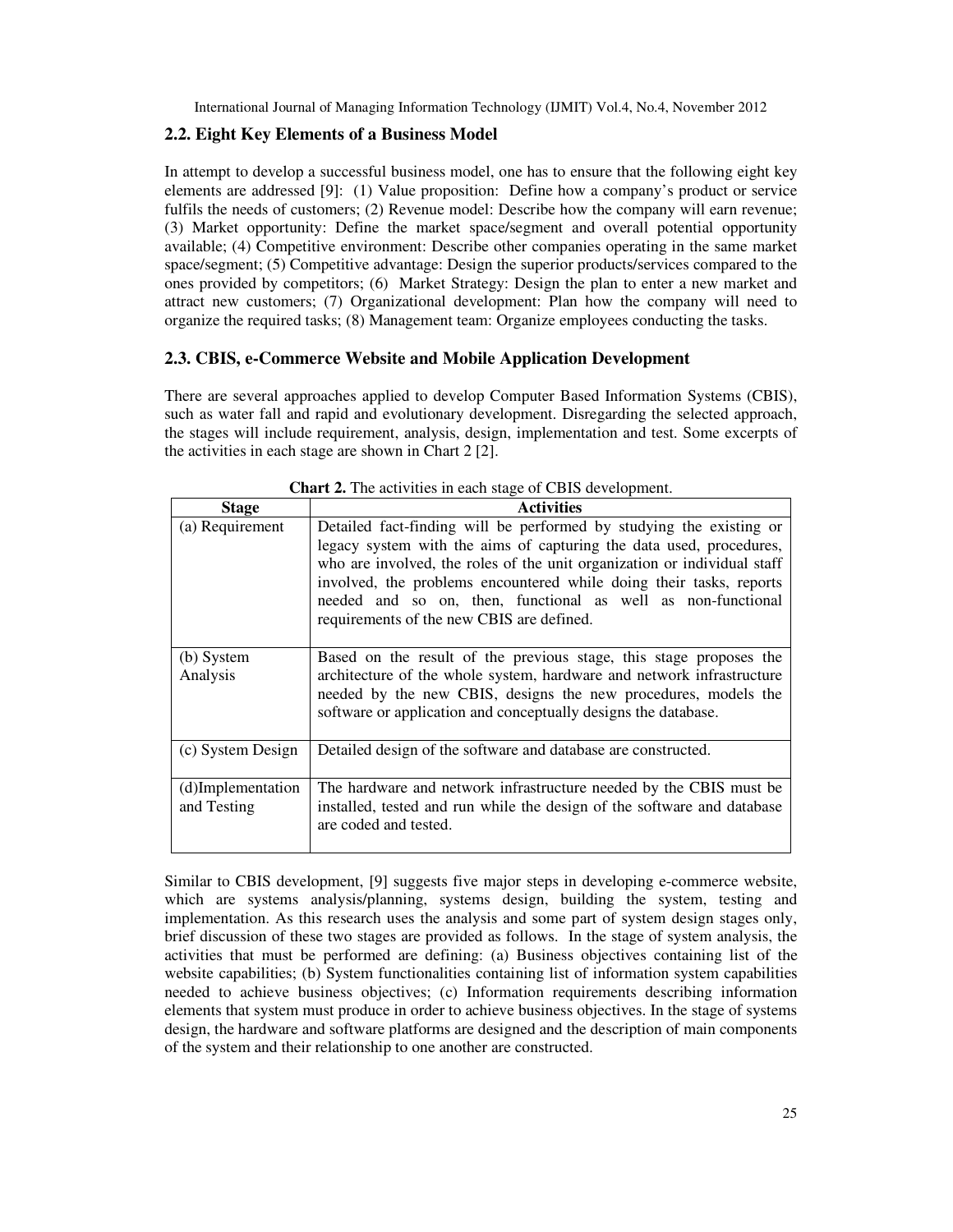## 2.2. Eight Key Elements of a Business Model

In attempt to develop a successful business model, one has to ensure that the following eight key elements are addressed [9]: (1) Value proposition: Define how a company's product or service fulfils the needs of customers; (2) Revenue model: Describe how the company will earn revenue; (3) Market opportunity: Define the market space/segment and overall potential opportunity available; (4) Competitive environment: Describe other companies operating in the same market space/segment; (5) Competitive advantage: Design the superior products/services compared to the ones provided by competitors; (6) Market Strategy: Design the plan to enter a new market and attract new customers; (7) Organizational development: Plan how the company will need to organize the required tasks; (8) Management team: Organize employees conducting the tasks.

## 2.3. CBIS, e-Commerce Website and Mobile Application Development

There are several approaches applied to develop Computer Based Information Systems (CBIS), such as water fall and rapid and evolutionary development. Disregarding the selected approach, the stages will include requirement, analysis, design, implementation and test. Some excerpts of the activities in each stage are shown in Chart 2 [2].

**Chart 2.** The activities in each stage of CBIS development.

| Stage | Activities |
| --- | --- |
| (a) Requirement | Detailed fact-finding will be performed by studying the existing or legacy system with the aims of capturing the data used, procedures, who are involved, the roles of the unit organization or individual staff involved, the problems encountered while doing their tasks, reports needed and so on, then, functional as well as non-functional requirements of the new CBIS are defined. |
| (b) System Analysis | Based on the result of the previous stage, this stage proposes the architecture of the whole system, hardware and network infrastructure needed by the new CBIS, designs the new procedures, models the software or application and conceptually designs the database. |
| (c) System Design | Detailed design of the software and database are constructed. |
| (d)Implementation and Testing | The hardware and network infrastructure needed by the CBIS must be installed, tested and run while the design of the software and database are coded and tested. |

Similar to CBIS development, [9] suggests five major steps in developing e-commerce website, which are systems analysis/planning, systems design, building the system, testing and implementation. As this research uses the analysis and some part of system design stages only, brief discussion of these two stages are provided as follows. In the stage of system analysis, the activities that must be performed are defining: (a) Business objectives containing list of the website capabilities; (b) System functionalities containing list of information system capabilities needed to achieve business objectives; (c) Information requirements describing information elements that system must produce in order to achieve business objectives. In the stage of systems design, the hardware and software platforms are designed and the description of main components of the system and their relationship to one another are constructed.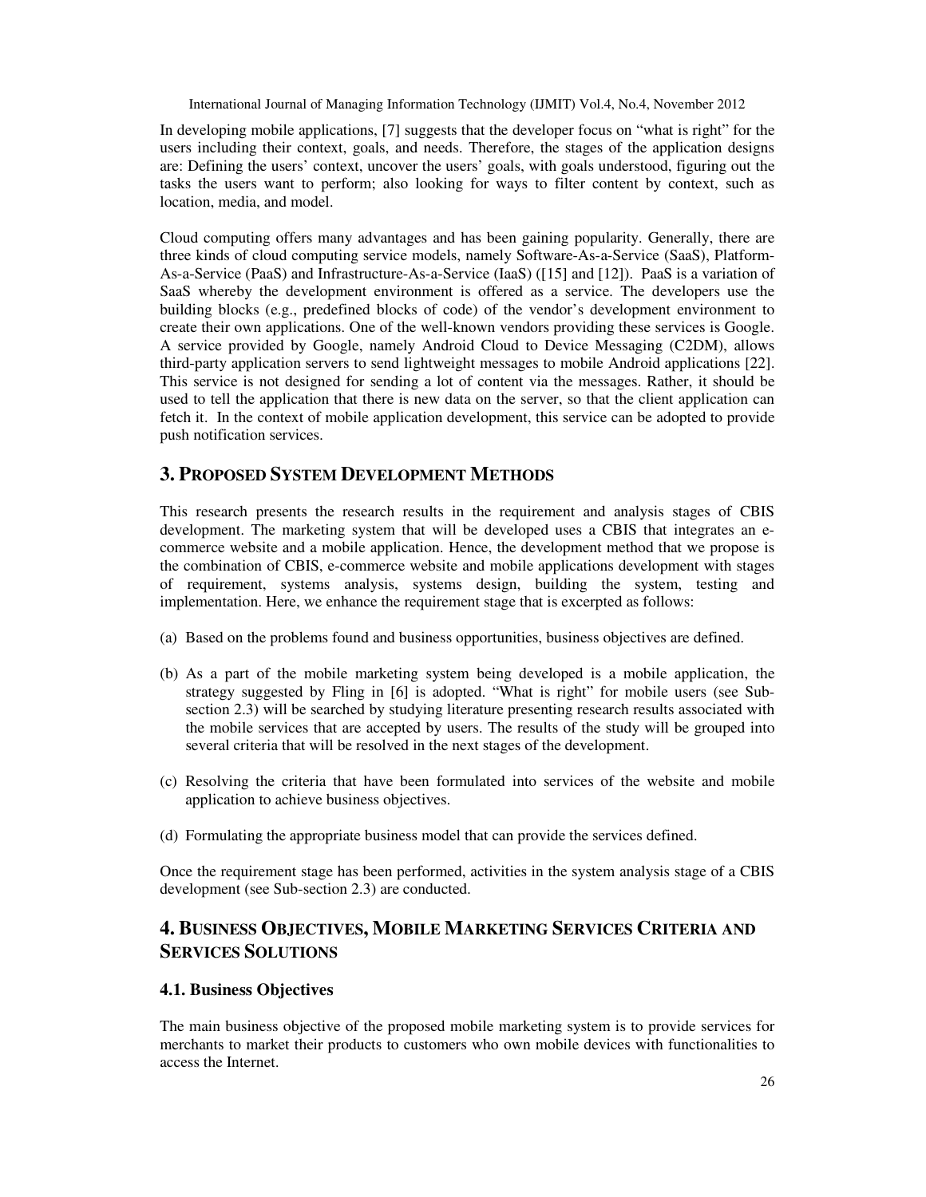In developing mobile applications, [7] suggests that the developer focus on "what is right" for the users including their context, goals, and needs. Therefore, the stages of the application designs are: Defining the users' context, uncover the users' goals, with goals understood, figuring out the tasks the users want to perform; also looking for ways to filter content by context, such as location, media, and model.

Cloud computing offers many advantages and has been gaining popularity. Generally, there are three kinds of cloud computing service models, namely Software-As-a-Service (SaaS), Platform-As-a-Service (PaaS) and Infrastructure-As-a-Service (IaaS) ([15] and [12]). PaaS is a variation of SaaS whereby the development environment is offered as a service. The developers use the building blocks (e.g., predefined blocks of code) of the vendor's development environment to create their own applications. One of the well-known vendors providing these services is Google. A service provided by Google, namely Android Cloud to Device Messaging (C2DM), allows third-party application servers to send lightweight messages to mobile Android applications [22]. This service is not designed for sending a lot of content via the messages. Rather, it should be used to tell the application that there is new data on the server, so that the client application can fetch it. In the context of mobile application development, this service can be adopted to provide push notification services.

## 3. Proposed System Development Methods

This research presents the research results in the requirement and analysis stages of CBIS development. The marketing system that will be developed uses a CBIS that integrates an e-commerce website and a mobile application. Hence, the development method that we propose is the combination of CBIS, e-commerce website and mobile applications development with stages of requirement, systems analysis, systems design, building the system, testing and implementation. Here, we enhance the requirement stage that is excerpted as follows:

(a) Based on the problems found and business opportunities, business objectives are defined.

(b) As a part of the mobile marketing system being developed is a mobile application, the strategy suggested by Fling in [6] is adopted. "What is right" for mobile users (see Sub-section 2.3) will be searched by studying literature presenting research results associated with the mobile services that are accepted by users. The results of the study will be grouped into several criteria that will be resolved in the next stages of the development.

(c) Resolving the criteria that have been formulated into services of the website and mobile application to achieve business objectives.

(d) Formulating the appropriate business model that can provide the services defined.

Once the requirement stage has been performed, activities in the system analysis stage of a CBIS development (see Sub-section 2.3) are conducted.

## 4. Business Objectives, Mobile Marketing Services Criteria and Services Solutions

### 4.1. Business Objectives

The main business objective of the proposed mobile marketing system is to provide services for merchants to market their products to customers who own mobile devices with functionalities to access the Internet.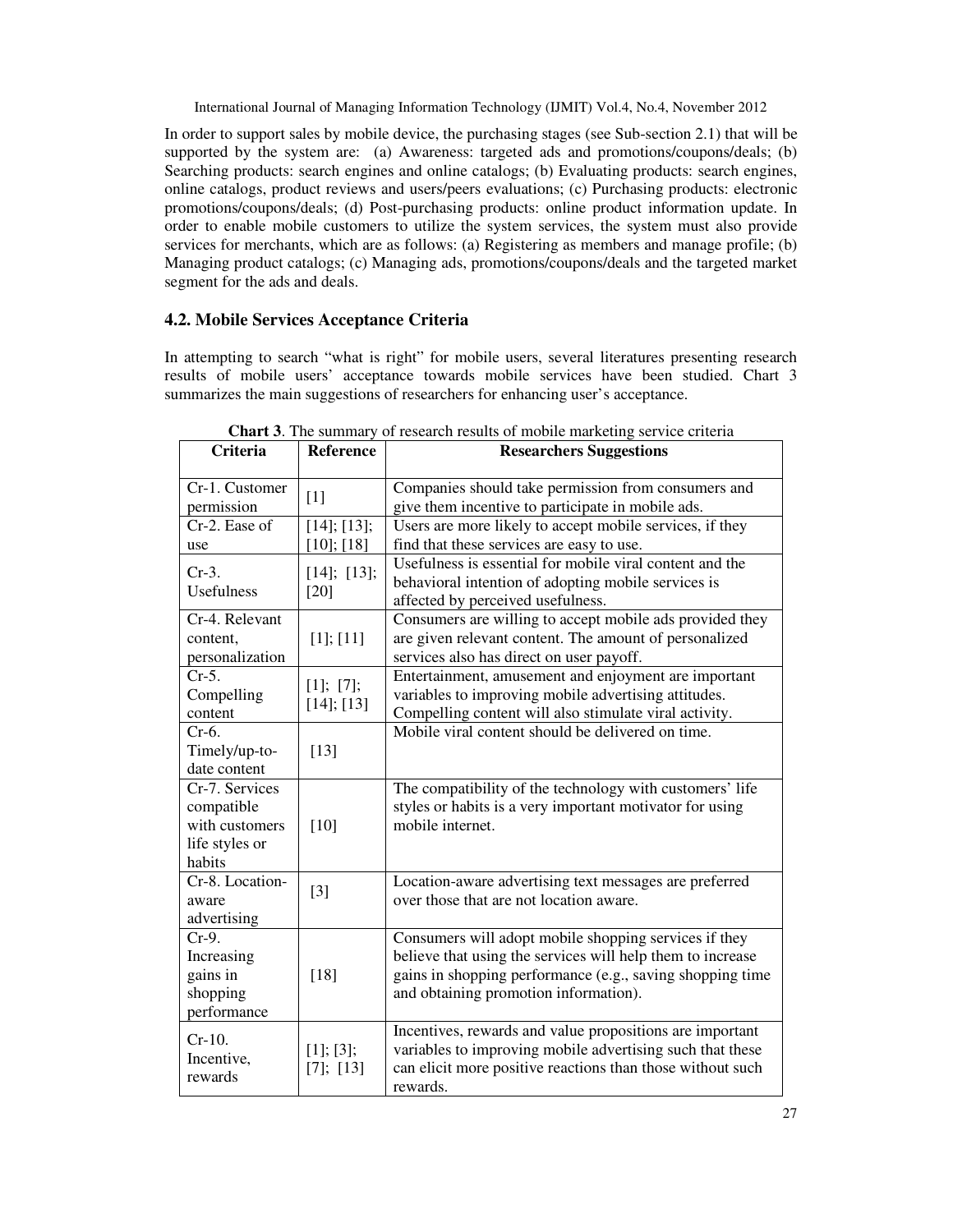In order to support sales by mobile device, the purchasing stages (see Sub-section 2.1) that will be supported by the system are: (a) Awareness: targeted ads and promotions/coupons/deals; (b) Searching products: search engines and online catalogs; (b) Evaluating products: search engines, online catalogs, product reviews and users/peers evaluations; (c) Purchasing products: electronic promotions/coupons/deals; (d) Post-purchasing products: online product information update. In order to enable mobile customers to utilize the system services, the system must also provide services for merchants, which are as follows: (a) Registering as members and manage profile; (b) Managing product catalogs; (c) Managing ads, promotions/coupons/deals and the targeted market segment for the ads and deals.

### 4.2. Mobile Services Acceptance Criteria

In attempting to search "what is right" for mobile users, several literatures presenting research results of mobile users' acceptance towards mobile services have been studied. Chart 3 summarizes the main suggestions of researchers for enhancing user's acceptance.

**Chart 3**. The summary of research results of mobile marketing service criteria

| Criteria | Reference | Researchers Suggestions |
|---|---|---|
| Cr-1. Customer permission | [1] | Companies should take permission from consumers and give them incentive to participate in mobile ads. |
| Cr-2. Ease of use | [14]; [13]; [10]; [18] | Users are more likely to accept mobile services, if they find that these services are easy to use. |
| Cr-3. Usefulness | [14]; [13]; [20] | Usefulness is essential for mobile viral content and the behavioral intention of adopting mobile services is affected by perceived usefulness. |
| Cr-4. Relevant content, personalization | [1]; [11] | Consumers are willing to accept mobile ads provided they are given relevant content. The amount of personalized services also has direct on user payoff. |
| Cr-5. Compelling content | [1]; [7]; [14]; [13] | Entertainment, amusement and enjoyment are important variables to improving mobile advertising attitudes. Compelling content will also stimulate viral activity. |
| Cr-6. Timely/up-to-date content | [13] | Mobile viral content should be delivered on time. |
| Cr-7. Services compatible with customers life styles or habits | [10] | The compatibility of the technology with customers' life styles or habits is a very important motivator for using mobile internet. |
| Cr-8. Location-aware advertising | [3] | Location-aware advertising text messages are preferred over those that are not location aware. |
| Cr-9. Increasing gains in shopping performance | [18] | Consumers will adopt mobile shopping services if they believe that using the services will help them to increase gains in shopping performance (e.g., saving shopping time and obtaining promotion information). |
| Cr-10. Incentive, rewards | [1]; [3]; [7]; [13] | Incentives, rewards and value propositions are important variables to improving mobile advertising such that these can elicit more positive reactions than those without such rewards. |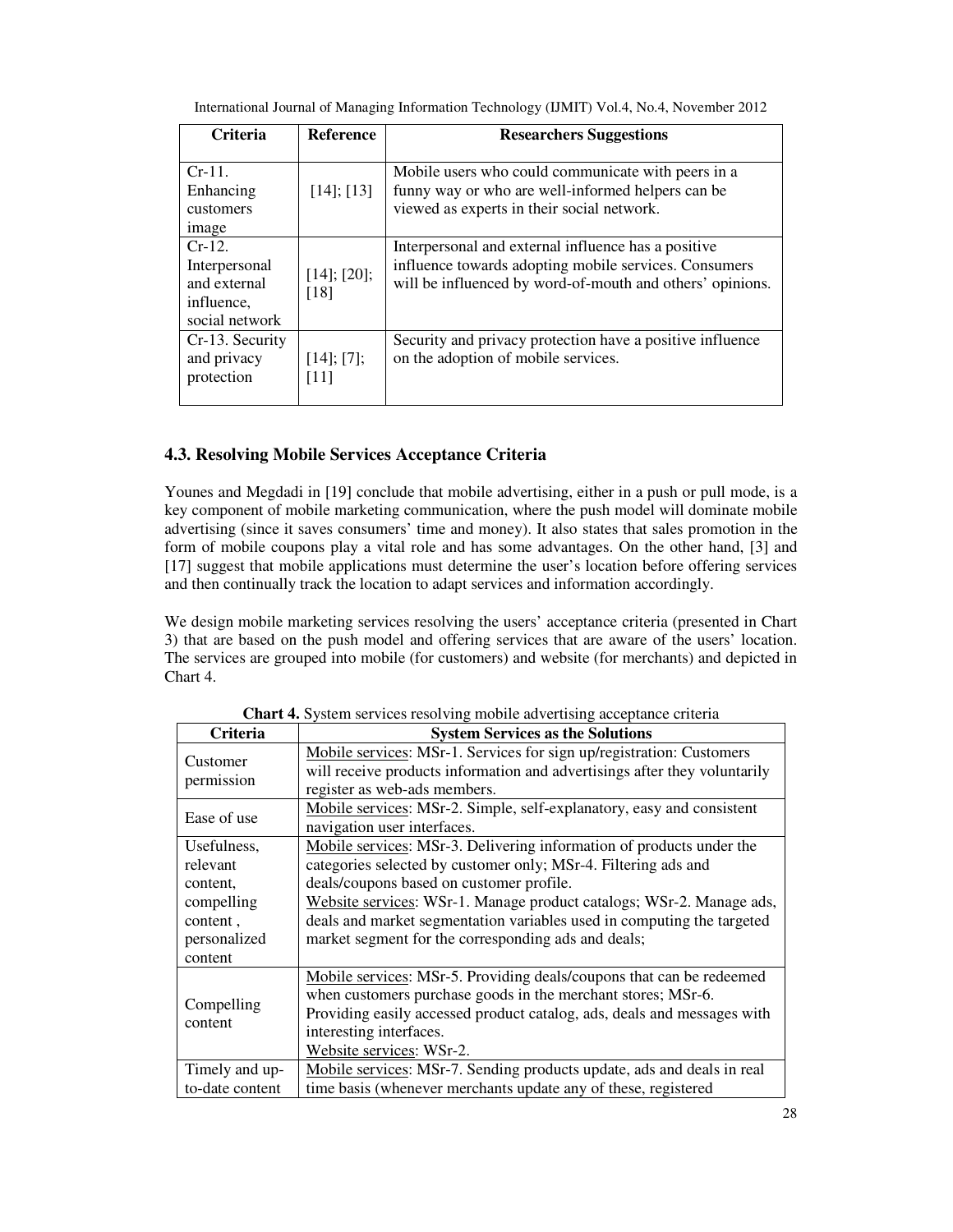| Criteria | Reference | Researchers Suggestions |
|---|---|---|
| Cr-11. Enhancing customers image | [14]; [13] | Mobile users who could communicate with peers in a funny way or who are well-informed helpers can be viewed as experts in their social network. |
| Cr-12. Interpersonal and external influence, social network | [14]; [20]; [18] | Interpersonal and external influence has a positive influence towards adopting mobile services. Consumers will be influenced by word-of-mouth and others' opinions. |
| Cr-13. Security and privacy protection | [14]; [7]; [11] | Security and privacy protection have a positive influence on the adoption of mobile services. |

### 4.3. Resolving Mobile Services Acceptance Criteria

Younes and Megdadi in [19] conclude that mobile advertising, either in a push or pull mode, is a key component of mobile marketing communication, where the push model will dominate mobile advertising (since it saves consumers' time and money). It also states that sales promotion in the form of mobile coupons play a vital role and has some advantages. On the other hand, [3] and [17] suggest that mobile applications must determine the user's location before offering services and then continually track the location to adapt services and information accordingly.

We design mobile marketing services resolving the users' acceptance criteria (presented in Chart 3) that are based on the push model and offering services that are aware of the users' location. The services are grouped into mobile (for customers) and website (for merchants) and depicted in Chart 4.

**Chart 4.** System services resolving mobile advertising acceptance criteria

| Criteria | System Services as the Solutions |
|---|---|
| Customer permission | Mobile services: MSr-1. Services for sign up/registration: Customers will receive products information and advertisings after they voluntarily register as web-ads members. |
| Ease of use | Mobile services: MSr-2. Simple, self-explanatory, easy and consistent navigation user interfaces. |
| Usefulness, relevant content, compelling content , personalized content | Mobile services: MSr-3. Delivering information of products under the categories selected by customer only; MSr-4. Filtering ads and deals/coupons based on customer profile. Website services: WSr-1. Manage product catalogs; WSr-2. Manage ads, deals and market segmentation variables used in computing the targeted market segment for the corresponding ads and deals; |
| Compelling content | Mobile services: MSr-5. Providing deals/coupons that can be redeemed when customers purchase goods in the merchant stores; MSr-6. Providing easily accessed product catalog, ads, deals and messages with interesting interfaces. Website services: WSr-2. |
| Timely and up-to-date content | Mobile services: MSr-7. Sending products update, ads and deals in real time basis (whenever merchants update any of these, registered |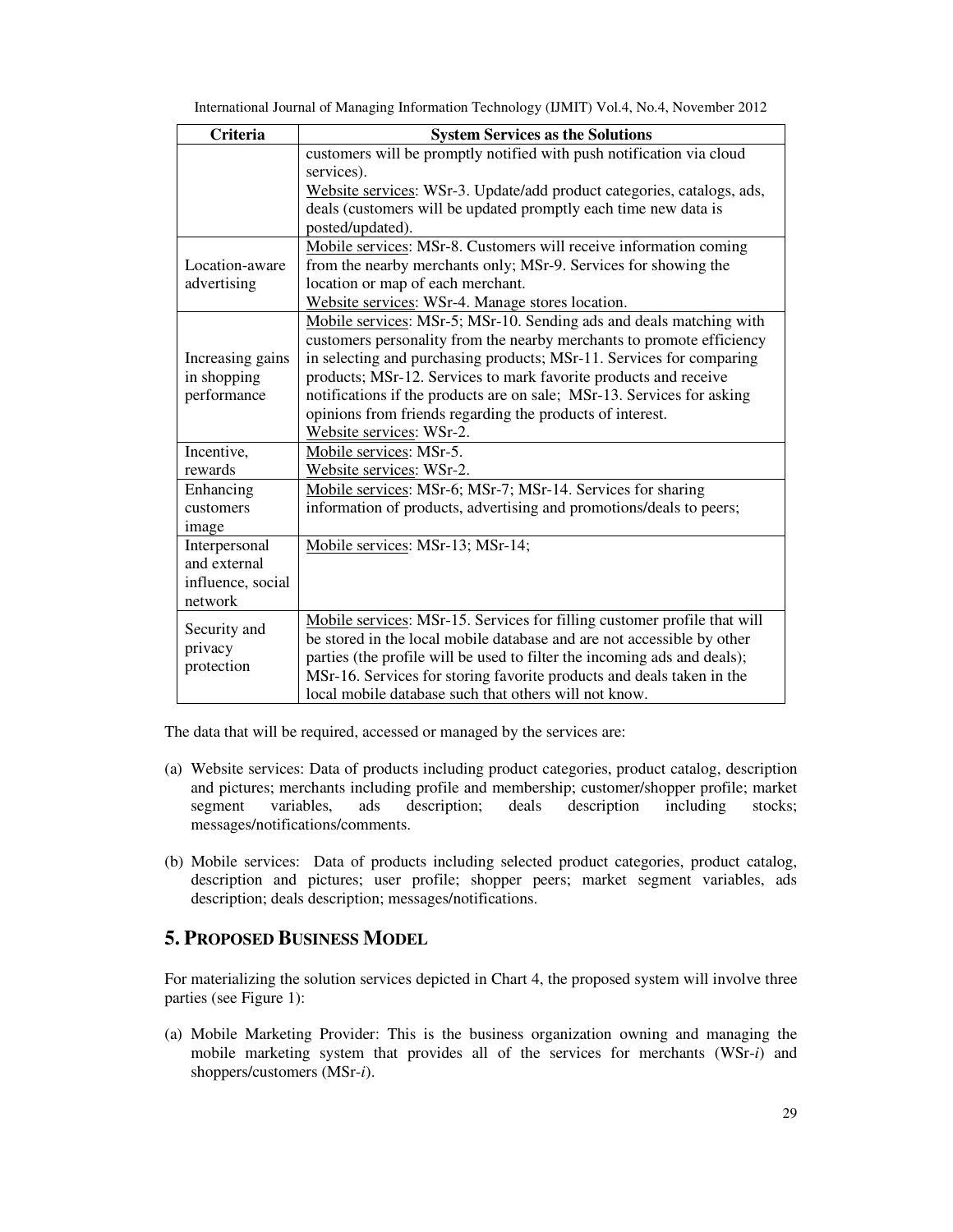| Criteria | System Services as the Solutions |
| --- | --- |
| | customers will be promptly notified with push notification via cloud services).<br>Website services: WSr-3. Update/add product categories, catalogs, ads, deals (customers will be updated promptly each time new data is posted/updated). |
| Location-aware advertising | Mobile services: MSr-8. Customers will receive information coming from the nearby merchants only; MSr-9. Services for showing the location or map of each merchant.<br>Website services: WSr-4. Manage stores location. |
| Increasing gains in shopping performance | Mobile services: MSr-5; MSr-10. Sending ads and deals matching with customers personality from the nearby merchants to promote efficiency in selecting and purchasing products; MSr-11. Services for comparing products; MSr-12. Services to mark favorite products and receive notifications if the products are on sale; MSr-13. Services for asking opinions from friends regarding the products of interest.<br>Website services: WSr-2. |
| Incentive, rewards | Mobile services: MSr-5.<br>Website services: WSr-2. |
| Enhancing customers image | Mobile services: MSr-6; MSr-7; MSr-14. Services for sharing information of products, advertising and promotions/deals to peers; |
| Interpersonal and external influence, social network | Mobile services: MSr-13; MSr-14; |
| Security and privacy protection | Mobile services: MSr-15. Services for filling customer profile that will be stored in the local mobile database and are not accessible by other parties (the profile will be used to filter the incoming ads and deals); MSr-16. Services for storing favorite products and deals taken in the local mobile database such that others will not know. |

The data that will be required, accessed or managed by the services are:

(a) Website services: Data of products including product categories, product catalog, description and pictures; merchants including profile and membership; customer/shopper profile; market segment variables, ads description; deals description including stocks; messages/notifications/comments.

(b) Mobile services: Data of products including selected product categories, product catalog, description and pictures; user profile; shopper peers; market segment variables, ads description; deals description; messages/notifications.

## 5. PROPOSED BUSINESS MODEL

For materializing the solution services depicted in Chart 4, the proposed system will involve three parties (see Figure 1):

(a) Mobile Marketing Provider: This is the business organization owning and managing the mobile marketing system that provides all of the services for merchants (WSr-*i*) and shoppers/customers (MSr-*i*).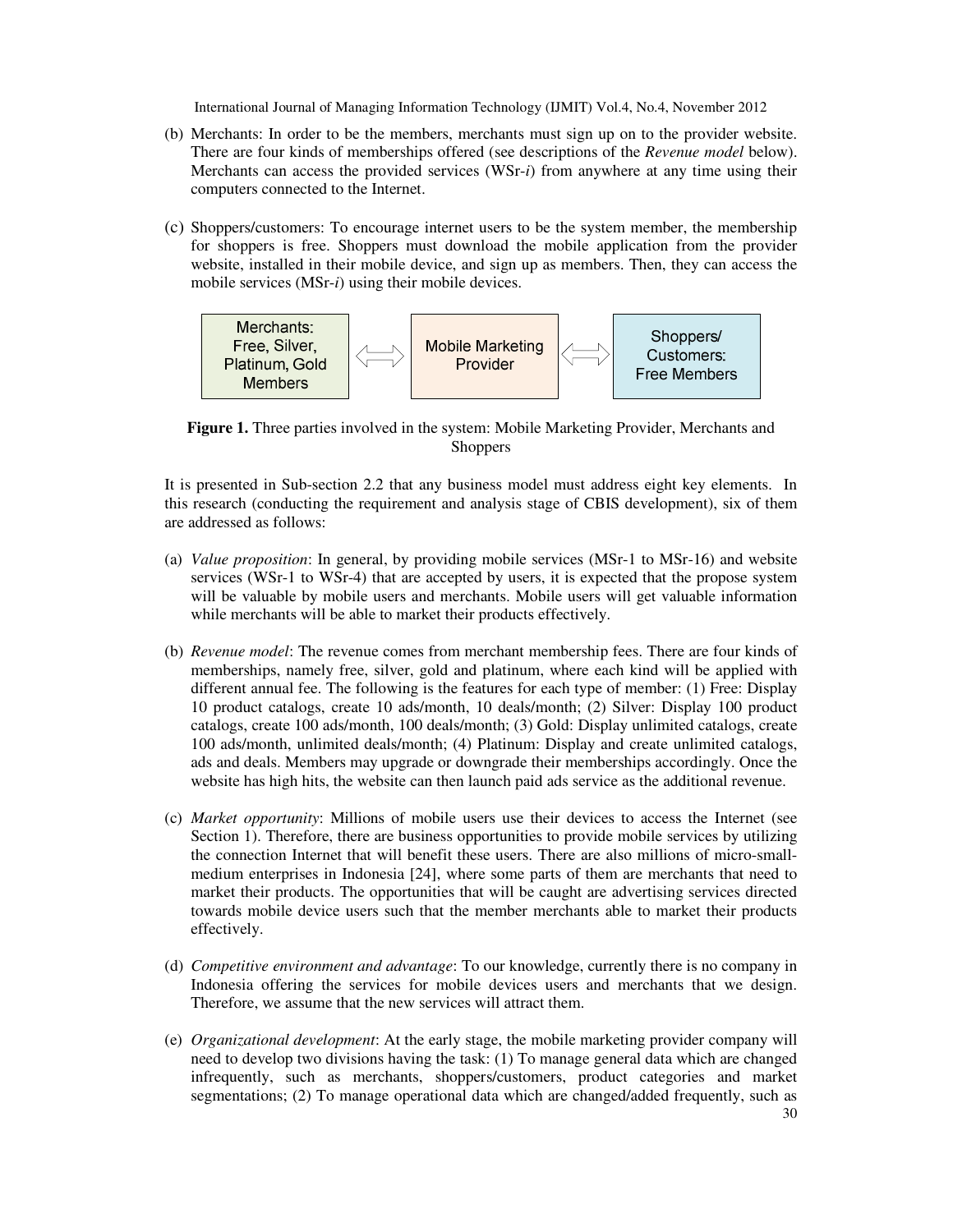(b) Merchants: In order to be the members, merchants must sign up on to the provider website. There are four kinds of memberships offered (see descriptions of the *Revenue model* below). Merchants can access the provided services (WSr-*i*) from anywhere at any time using their computers connected to the Internet.

(c) Shoppers/customers: To encourage internet users to be the system member, the membership for shoppers is free. Shoppers must download the mobile application from the provider website, installed in their mobile device, and sign up as members. Then, they can access the mobile services (MSr-*i*) using their mobile devices.

| Merchants: Free, Silver, Platinum, Gold Members | ⟺ | Mobile Marketing Provider | ⟺ | Shoppers/ Customers: Free Members |
|---|---|---|---|---|

**Figure 1.** Three parties involved in the system: Mobile Marketing Provider, Merchants and Shoppers

It is presented in Sub-section 2.2 that any business model must address eight key elements. In this research (conducting the requirement and analysis stage of CBIS development), six of them are addressed as follows:

(a) *Value proposition*: In general, by providing mobile services (MSr-1 to MSr-16) and website services (WSr-1 to WSr-4) that are accepted by users, it is expected that the propose system will be valuable by mobile users and merchants. Mobile users will get valuable information while merchants will be able to market their products effectively.

(b) *Revenue model*: The revenue comes from merchant membership fees. There are four kinds of memberships, namely free, silver, gold and platinum, where each kind will be applied with different annual fee. The following is the features for each type of member: (1) Free: Display 10 product catalogs, create 10 ads/month, 10 deals/month; (2) Silver: Display 100 product catalogs, create 100 ads/month, 100 deals/month; (3) Gold: Display unlimited catalogs, create 100 ads/month, unlimited deals/month; (4) Platinum: Display and create unlimited catalogs, ads and deals. Members may upgrade or downgrade their memberships accordingly. Once the website has high hits, the website can then launch paid ads service as the additional revenue.

(c) *Market opportunity*: Millions of mobile users use their devices to access the Internet (see Section 1). Therefore, there are business opportunities to provide mobile services by utilizing the connection Internet that will benefit these users. There are also millions of micro-small-medium enterprises in Indonesia [24], where some parts of them are merchants that need to market their products. The opportunities that will be caught are advertising services directed towards mobile device users such that the member merchants able to market their products effectively.

(d) *Competitive environment and advantage*: To our knowledge, currently there is no company in Indonesia offering the services for mobile devices users and merchants that we design. Therefore, we assume that the new services will attract them.

(e) *Organizational development*: At the early stage, the mobile marketing provider company will need to develop two divisions having the task: (1) To manage general data which are changed infrequently, such as merchants, shoppers/customers, product categories and market segmentations; (2) To manage operational data which are changed/added frequently, such as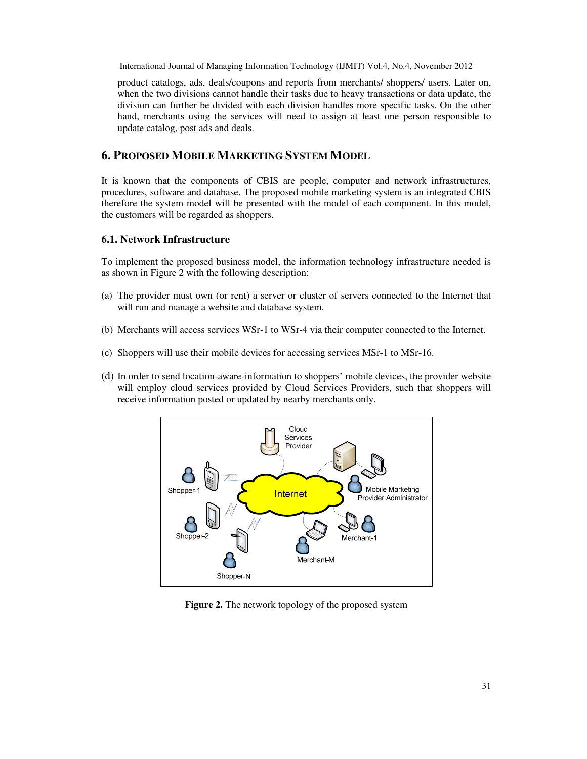product catalogs, ads, deals/coupons and reports from merchants/ shoppers/ users. Later on, when the two divisions cannot handle their tasks due to heavy transactions or data update, the division can further be divided with each division handles more specific tasks. On the other hand, merchants using the services will need to assign at least one person responsible to update catalog, post ads and deals.

## 6. PROPOSED MOBILE MARKETING SYSTEM MODEL

It is known that the components of CBIS are people, computer and network infrastructures, procedures, software and database. The proposed mobile marketing system is an integrated CBIS therefore the system model will be presented with the model of each component. In this model, the customers will be regarded as shoppers.

### 6.1. Network Infrastructure

To implement the proposed business model, the information technology infrastructure needed is as shown in Figure 2 with the following description:

(a) The provider must own (or rent) a server or cluster of servers connected to the Internet that will run and manage a website and database system.

(b) Merchants will access services WSr-1 to WSr-4 via their computer connected to the Internet.

(c) Shoppers will use their mobile devices for accessing services MSr-1 to MSr-16.

(d) In order to send location-aware-information to shoppers' mobile devices, the provider website will employ cloud services provided by Cloud Services Providers, such that shoppers will receive information posted or updated by nearby merchants only.

**Figure 2.** The network topology of the proposed system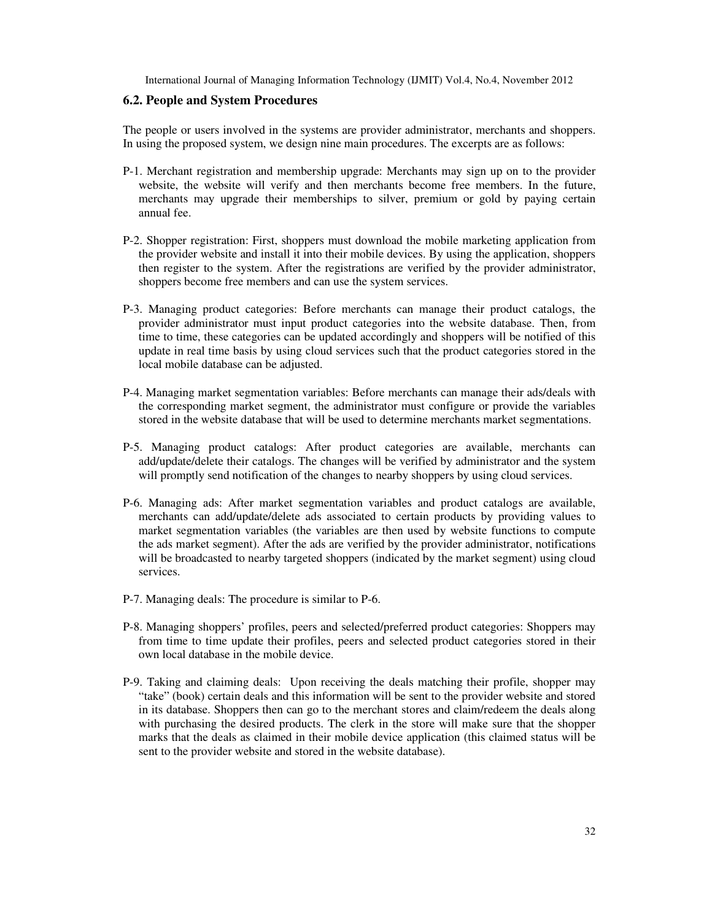### 6.2. People and System Procedures

The people or users involved in the systems are provider administrator, merchants and shoppers. In using the proposed system, we design nine main procedures. The excerpts are as follows:

P-1. Merchant registration and membership upgrade: Merchants may sign up on to the provider website, the website will verify and then merchants become free members. In the future, merchants may upgrade their memberships to silver, premium or gold by paying certain annual fee.

P-2. Shopper registration: First, shoppers must download the mobile marketing application from the provider website and install it into their mobile devices. By using the application, shoppers then register to the system. After the registrations are verified by the provider administrator, shoppers become free members and can use the system services.

P-3. Managing product categories: Before merchants can manage their product catalogs, the provider administrator must input product categories into the website database. Then, from time to time, these categories can be updated accordingly and shoppers will be notified of this update in real time basis by using cloud services such that the product categories stored in the local mobile database can be adjusted.

P-4. Managing market segmentation variables: Before merchants can manage their ads/deals with the corresponding market segment, the administrator must configure or provide the variables stored in the website database that will be used to determine merchants market segmentations.

P-5. Managing product catalogs: After product categories are available, merchants can add/update/delete their catalogs. The changes will be verified by administrator and the system will promptly send notification of the changes to nearby shoppers by using cloud services.

P-6. Managing ads: After market segmentation variables and product catalogs are available, merchants can add/update/delete ads associated to certain products by providing values to market segmentation variables (the variables are then used by website functions to compute the ads market segment). After the ads are verified by the provider administrator, notifications will be broadcasted to nearby targeted shoppers (indicated by the market segment) using cloud services.

P-7. Managing deals: The procedure is similar to P-6.

P-8. Managing shoppers' profiles, peers and selected/preferred product categories: Shoppers may from time to time update their profiles, peers and selected product categories stored in their own local database in the mobile device.

P-9. Taking and claiming deals: Upon receiving the deals matching their profile, shopper may "take" (book) certain deals and this information will be sent to the provider website and stored in its database. Shoppers then can go to the merchant stores and claim/redeem the deals along with purchasing the desired products. The clerk in the store will make sure that the shopper marks that the deals as claimed in their mobile device application (this claimed status will be sent to the provider website and stored in the website database).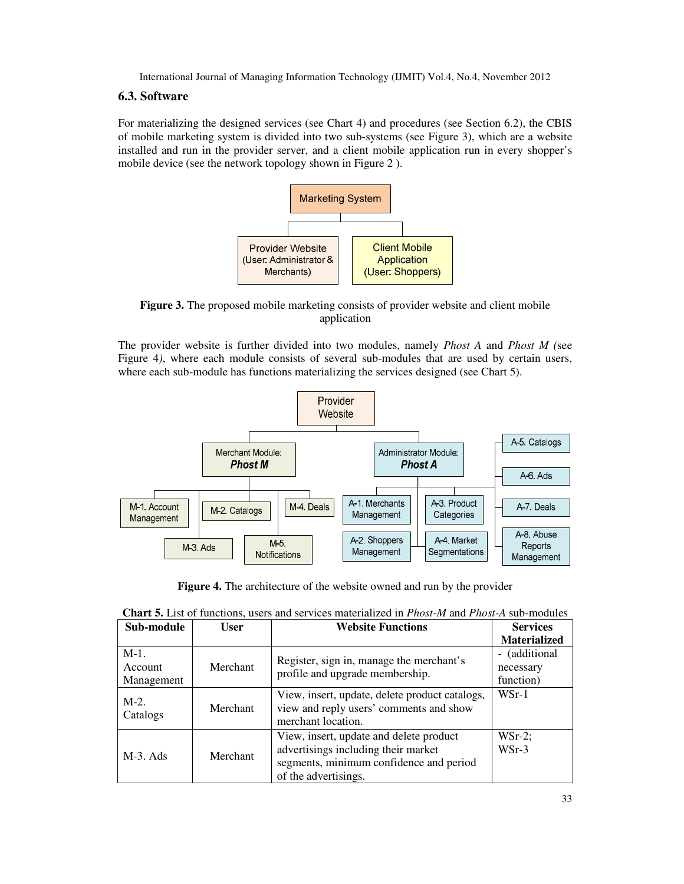### 6.3. Software

For materializing the designed services (see Chart 4) and procedures (see Section 6.2), the CBIS of mobile marketing system is divided into two sub-systems (see Figure 3), which are a website installed and run in the provider server, and a client mobile application run in every shopper's mobile device (see the network topology shown in Figure 2 ).

**Figure 3.** The proposed mobile marketing consists of provider website and client mobile application

The provider website is further divided into two modules, namely *Phost A* and *Phost M (*see Figure 4*)*, where each module consists of several sub-modules that are used by certain users, where each sub-module has functions materializing the services designed (see Chart 5).

**Figure 4.** The architecture of the website owned and run by the provider

**Chart 5.** List of functions, users and services materialized in *Phost-M* and *Phost-A* sub-modules

| Sub-module | User | Website Functions | Services Materialized |
|---|---|---|---|
| M-1. Account Management | Merchant | Register, sign in, manage the merchant's profile and upgrade membership. | - (additional necessary function) |
| M-2. Catalogs | Merchant | View, insert, update, delete product catalogs, view and reply users' comments and show merchant location. | WSr-1 |
| M-3. Ads | Merchant | View, insert, update and delete product advertisings including their market segments, minimum confidence and period of the advertisings. | WSr-2; WSr-3 |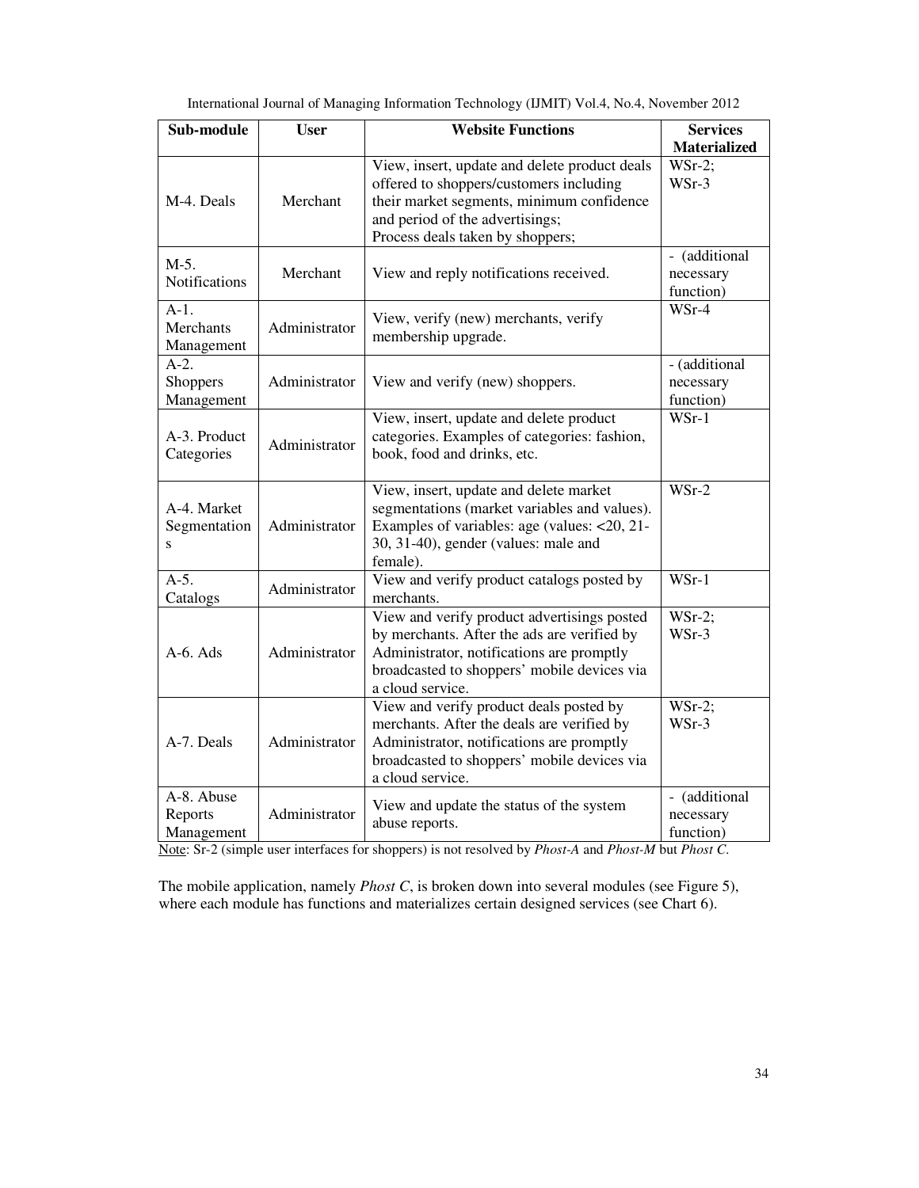| Sub-module | User | Website Functions | Services Materialized |
|---|---|---|---|
| M-4. Deals | Merchant | View, insert, update and delete product deals offered to shoppers/customers including their market segments, minimum confidence and period of the advertisings; Process deals taken by shoppers; | WSr-2; WSr-3 |
| M-5. Notifications | Merchant | View and reply notifications received. | - (additional necessary function) |
| A-1. Merchants Management | Administrator | View, verify (new) merchants, verify membership upgrade. | WSr-4 |
| A-2. Shoppers Management | Administrator | View and verify (new) shoppers. | - (additional necessary function) |
| A-3. Product Categories | Administrator | View, insert, update and delete product categories. Examples of categories: fashion, book, food and drinks, etc. | WSr-1 |
| A-4. Market Segmentations | Administrator | View, insert, update and delete market segmentations (market variables and values). Examples of variables: age (values: <20, 21-30, 31-40), gender (values: male and female). | WSr-2 |
| A-5. Catalogs | Administrator | View and verify product catalogs posted by merchants. | WSr-1 |
| A-6. Ads | Administrator | View and verify product advertisings posted by merchants. After the ads are verified by Administrator, notifications are promptly broadcasted to shoppers' mobile devices via a cloud service. | WSr-2; WSr-3 |
| A-7. Deals | Administrator | View and verify product deals posted by merchants. After the deals are verified by Administrator, notifications are promptly broadcasted to shoppers' mobile devices via a cloud service. | WSr-2; WSr-3 |
| A-8. Abuse Reports Management | Administrator | View and update the status of the system abuse reports. | - (additional necessary function) |

Note: Sr-2 (simple user interfaces for shoppers) is not resolved by *Phost-A* and *Phost-M* but *Phost C*.

The mobile application, namely *Phost C*, is broken down into several modules (see Figure 5), where each module has functions and materializes certain designed services (see Chart 6).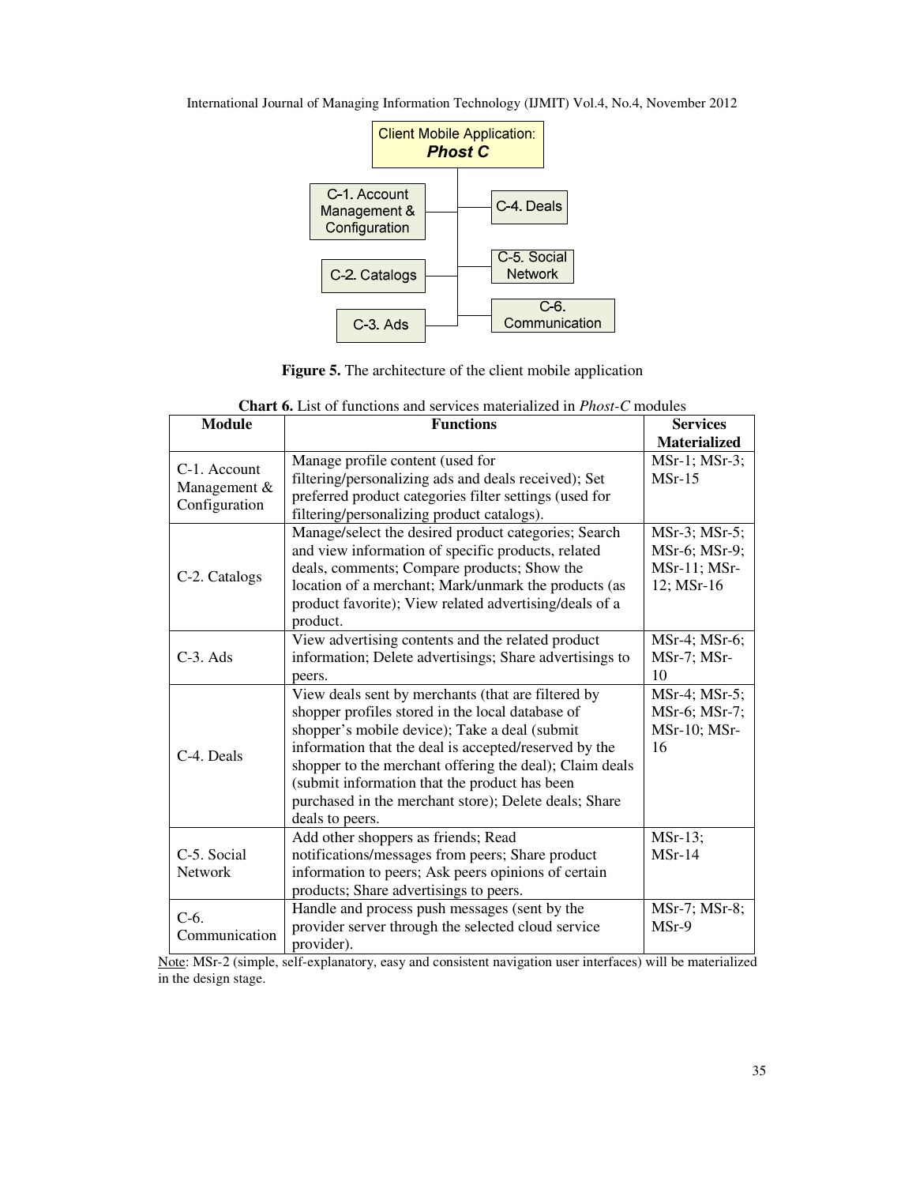Figure 5. The architecture of the client mobile application

**Chart 6.** List of functions and services materialized in *Phost-C* modules

| Module | Functions | Services Materialized |
|---|---|---|
| C-1. Account Management & Configuration | Manage profile content (used for filtering/personalizing ads and deals received); Set preferred product categories filter settings (used for filtering/personalizing product catalogs). | MSr-1; MSr-3; MSr-15 |
| C-2. Catalogs | Manage/select the desired product categories; Search and view information of specific products, related deals, comments; Compare products; Show the location of a merchant; Mark/unmark the products (as product favorite); View related advertising/deals of a product. | MSr-3; MSr-5; MSr-6; MSr-9; MSr-11; MSr-12; MSr-16 |
| C-3. Ads | View advertising contents and the related product information; Delete advertisings; Share advertisings to peers. | MSr-4; MSr-6; MSr-7; MSr-10 |
| C-4. Deals | View deals sent by merchants (that are filtered by shopper profiles stored in the local database of shopper's mobile device); Take a deal (submit information that the deal is accepted/reserved by the shopper to the merchant offering the deal); Claim deals (submit information that the product has been purchased in the merchant store); Delete deals; Share deals to peers. | MSr-4; MSr-5; MSr-6; MSr-7; MSr-10; MSr-16 |
| C-5. Social Network | Add other shoppers as friends; Read notifications/messages from peers; Share product information to peers; Ask peers opinions of certain products; Share advertisings to peers. | MSr-13; MSr-14 |
| C-6. Communication | Handle and process push messages (sent by the provider server through the selected cloud service provider). | MSr-7; MSr-8; MSr-9 |

Note: MSr-2 (simple, self-explanatory, easy and consistent navigation user interfaces) will be materialized in the design stage.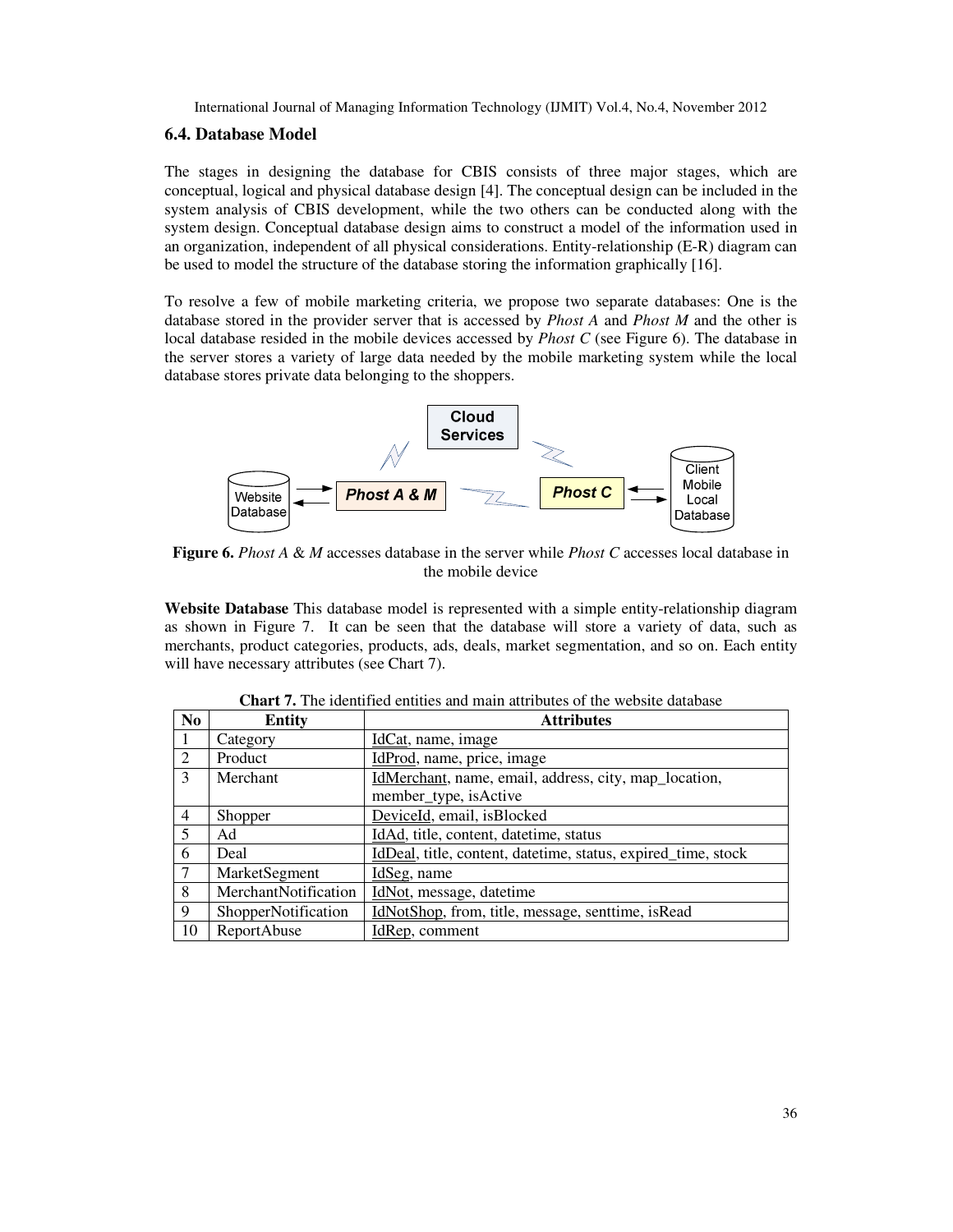### 6.4. Database Model

The stages in designing the database for CBIS consists of three major stages, which are conceptual, logical and physical database design [4]. The conceptual design can be included in the system analysis of CBIS development, while the two others can be conducted along with the system design. Conceptual database design aims to construct a model of the information used in an organization, independent of all physical considerations. Entity-relationship (E-R) diagram can be used to model the structure of the database storing the information graphically [16].

To resolve a few of mobile marketing criteria, we propose two separate databases: One is the database stored in the provider server that is accessed by *Phost A* and *Phost M* and the other is local database resided in the mobile devices accessed by *Phost C* (see Figure 6). The database in the server stores a variety of large data needed by the mobile marketing system while the local database stores private data belonging to the shoppers.

**Figure 6.** *Phost A* & *M* accesses database in the server while *Phost C* accesses local database in the mobile device

**Website Database** This database model is represented with a simple entity-relationship diagram as shown in Figure 7. It can be seen that the database will store a variety of data, such as merchants, product categories, products, ads, deals, market segmentation, and so on. Each entity will have necessary attributes (see Chart 7).

**Chart 7.** The identified entities and main attributes of the website database

| No | Entity | Attributes |
|---|---|---|
| 1 | Category | IdCat, name, image |
| 2 | Product | IdProd, name, price, image |
| 3 | Merchant | IdMerchant, name, email, address, city, map_location, member_type, isActive |
| 4 | Shopper | DeviceId, email, isBlocked |
| 5 | Ad | IdAd, title, content, datetime, status |
| 6 | Deal | IdDeal, title, content, datetime, status, expired_time, stock |
| 7 | MarketSegment | IdSeg, name |
| 8 | MerchantNotification | IdNot, message, datetime |
| 9 | ShopperNotification | IdNotShop, from, title, message, senttime, isRead |
| 10 | ReportAbuse | IdRep, comment |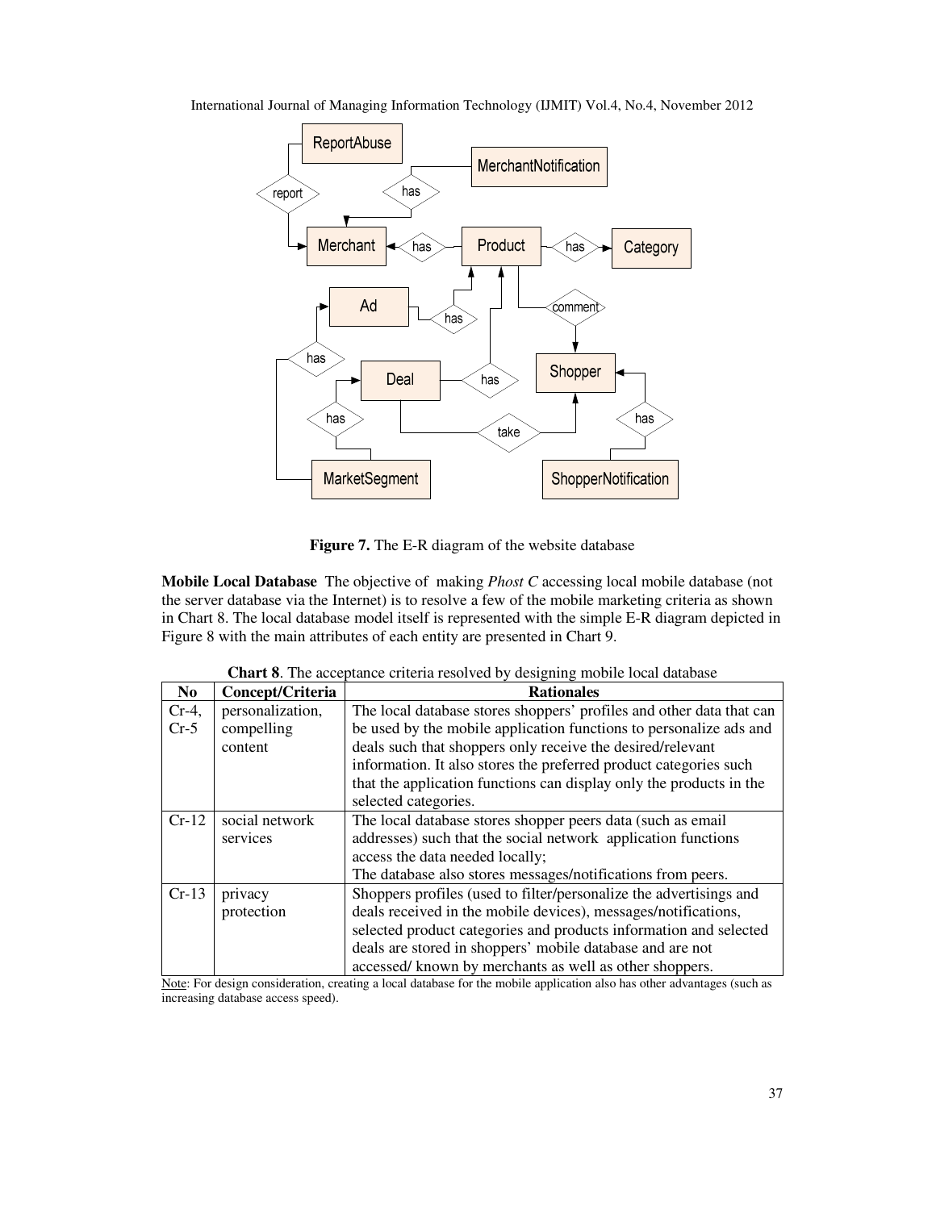**Figure 7.** The E-R diagram of the website database

**Mobile Local Database** The objective of making *Phost C* accessing local mobile database (not the server database via the Internet) is to resolve a few of the mobile marketing criteria as shown in Chart 8. The local database model itself is represented with the simple E-R diagram depicted in Figure 8 with the main attributes of each entity are presented in Chart 9.

**Chart 8**. The acceptance criteria resolved by designing mobile local database

| No | Concept/Criteria | Rationales |
|---|---|---|
| Cr-4, Cr-5 | personalization, compelling content | The local database stores shoppers' profiles and other data that can be used by the mobile application functions to personalize ads and deals such that shoppers only receive the desired/relevant information. It also stores the preferred product categories such that the application functions can display only the products in the selected categories. |
| Cr-12 | social network services | The local database stores shopper peers data (such as email addresses) such that the social network application functions access the data needed locally; The database also stores messages/notifications from peers. |
| Cr-13 | privacy protection | Shoppers profiles (used to filter/personalize the advertisings and deals received in the mobile devices), messages/notifications, selected product categories and products information and selected deals are stored in shoppers' mobile database and are not accessed/ known by merchants as well as other shoppers. |

Note: For design consideration, creating a local database for the mobile application also has other advantages (such as increasing database access speed).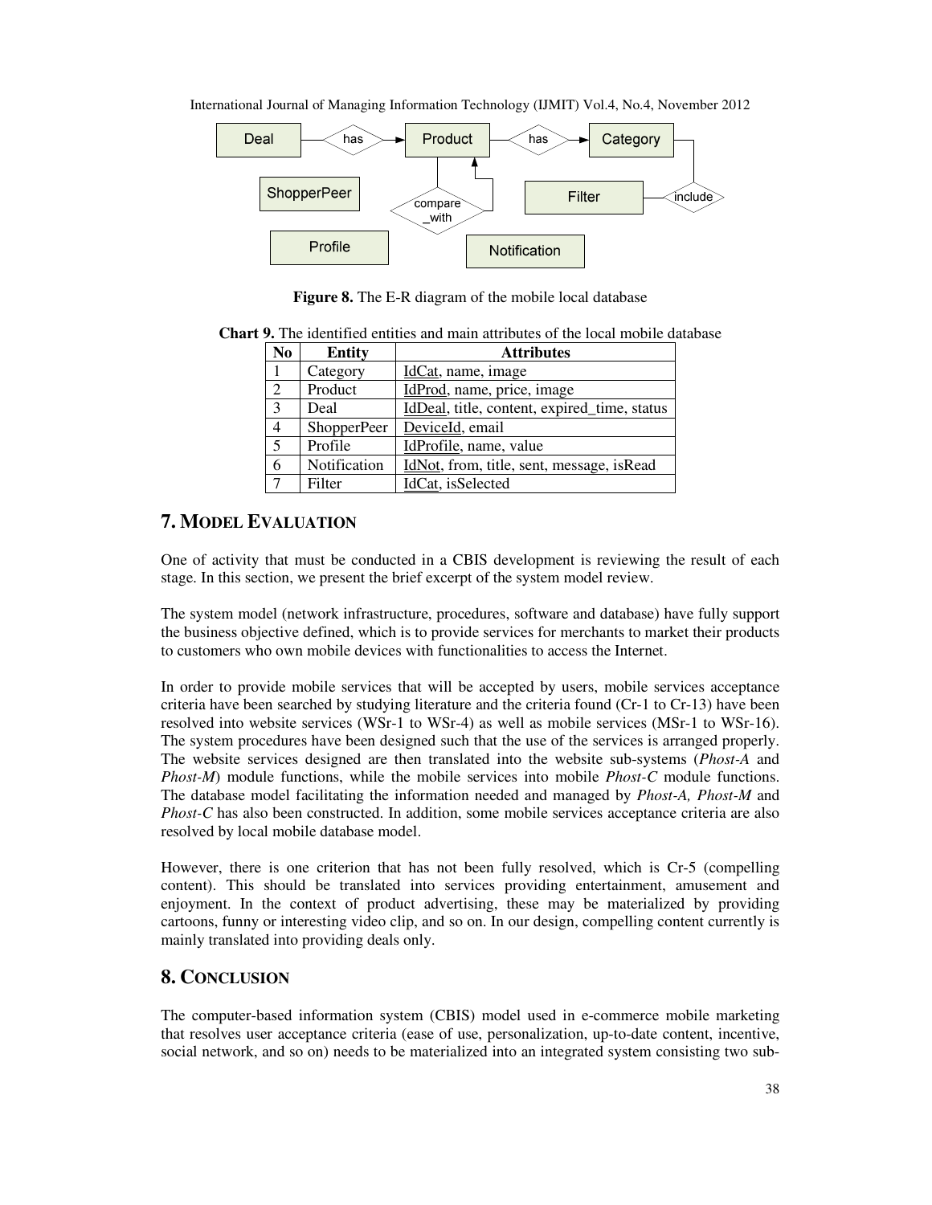**Figure 8.** The E-R diagram of the mobile local database

**Chart 9.** The identified entities and main attributes of the local mobile database

| No | Entity | Attributes |
|---|---|---|
| 1 | Category | IdCat, name, image |
| 2 | Product | IdProd, name, price, image |
| 3 | Deal | IdDeal, title, content, expired_time, status |
| 4 | ShopperPeer | DeviceId, email |
| 5 | Profile | IdProfile, name, value |
| 6 | Notification | IdNot, from, title, sent, message, isRead |
| 7 | Filter | IdCat, isSelected |

## 7. MODEL EVALUATION

One of activity that must be conducted in a CBIS development is reviewing the result of each stage. In this section, we present the brief excerpt of the system model review.

The system model (network infrastructure, procedures, software and database) have fully support the business objective defined, which is to provide services for merchants to market their products to customers who own mobile devices with functionalities to access the Internet.

In order to provide mobile services that will be accepted by users, mobile services acceptance criteria have been searched by studying literature and the criteria found (Cr-1 to Cr-13) have been resolved into website services (WSr-1 to WSr-4) as well as mobile services (MSr-1 to WSr-16). The system procedures have been designed such that the use of the services is arranged properly. The website services designed are then translated into the website sub-systems (*Phost-A* and *Phost-M*) module functions, while the mobile services into mobile *Phost-C* module functions. The database model facilitating the information needed and managed by *Phost-A, Phost-M* and *Phost-C* has also been constructed. In addition, some mobile services acceptance criteria are also resolved by local mobile database model.

However, there is one criterion that has not been fully resolved, which is Cr-5 (compelling content). This should be translated into services providing entertainment, amusement and enjoyment. In the context of product advertising, these may be materialized by providing cartoons, funny or interesting video clip, and so on. In our design, compelling content currently is mainly translated into providing deals only.

## 8. CONCLUSION

The computer-based information system (CBIS) model used in e-commerce mobile marketing that resolves user acceptance criteria (ease of use, personalization, up-to-date content, incentive, social network, and so on) needs to be materialized into an integrated system consisting two sub-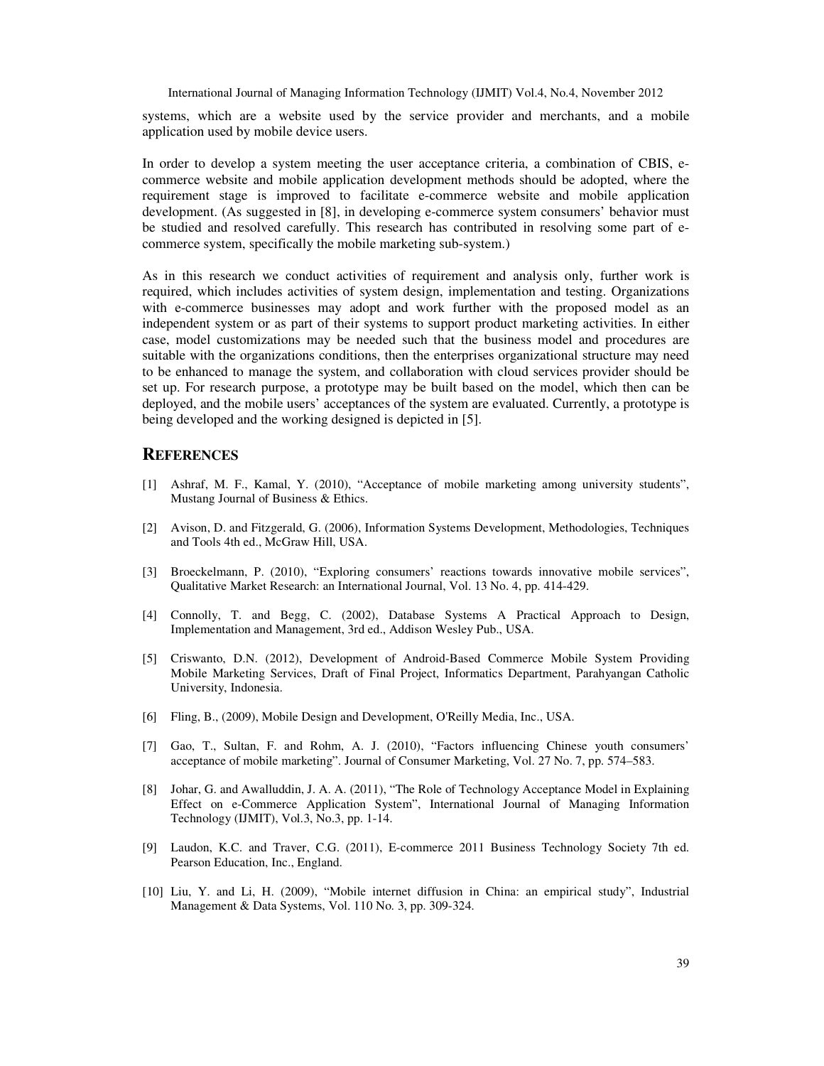systems, which are a website used by the service provider and merchants, and a mobile application used by mobile device users.

In order to develop a system meeting the user acceptance criteria, a combination of CBIS, e-commerce website and mobile application development methods should be adopted, where the requirement stage is improved to facilitate e-commerce website and mobile application development. (As suggested in [8], in developing e-commerce system consumers' behavior must be studied and resolved carefully. This research has contributed in resolving some part of e-commerce system, specifically the mobile marketing sub-system.)

As in this research we conduct activities of requirement and analysis only, further work is required, which includes activities of system design, implementation and testing. Organizations with e-commerce businesses may adopt and work further with the proposed model as an independent system or as part of their systems to support product marketing activities. In either case, model customizations may be needed such that the business model and procedures are suitable with the organizations conditions, then the enterprises organizational structure may need to be enhanced to manage the system, and collaboration with cloud services provider should be set up. For research purpose, a prototype may be built based on the model, which then can be deployed, and the mobile users' acceptances of the system are evaluated. Currently, a prototype is being developed and the working designed is depicted in [5].

## REFERENCES

[1] Ashraf, M. F., Kamal, Y. (2010), "Acceptance of mobile marketing among university students", Mustang Journal of Business & Ethics.

[2] Avison, D. and Fitzgerald, G. (2006), Information Systems Development, Methodologies, Techniques and Tools 4th ed., McGraw Hill, USA.

[3] Broeckelmann, P. (2010), "Exploring consumers' reactions towards innovative mobile services", Qualitative Market Research: an International Journal, Vol. 13 No. 4, pp. 414-429.

[4] Connolly, T. and Begg, C. (2002), Database Systems A Practical Approach to Design, Implementation and Management, 3rd ed., Addison Wesley Pub., USA.

[5] Criswanto, D.N. (2012), Development of Android-Based Commerce Mobile System Providing Mobile Marketing Services, Draft of Final Project, Informatics Department, Parahyangan Catholic University, Indonesia.

[6] Fling, B., (2009), Mobile Design and Development, O'Reilly Media, Inc., USA.

[7] Gao, T., Sultan, F. and Rohm, A. J. (2010), "Factors influencing Chinese youth consumers' acceptance of mobile marketing". Journal of Consumer Marketing, Vol. 27 No. 7, pp. 574–583.

[8] Johar, G. and Awalluddin, J. A. A. (2011), "The Role of Technology Acceptance Model in Explaining Effect on e-Commerce Application System", International Journal of Managing Information Technology (IJMIT), Vol.3, No.3, pp. 1-14.

[9] Laudon, K.C. and Traver, C.G. (2011), E-commerce 2011 Business Technology Society 7th ed. Pearson Education, Inc., England.

[10] Liu, Y. and Li, H. (2009), "Mobile internet diffusion in China: an empirical study", Industrial Management & Data Systems, Vol. 110 No. 3, pp. 309-324.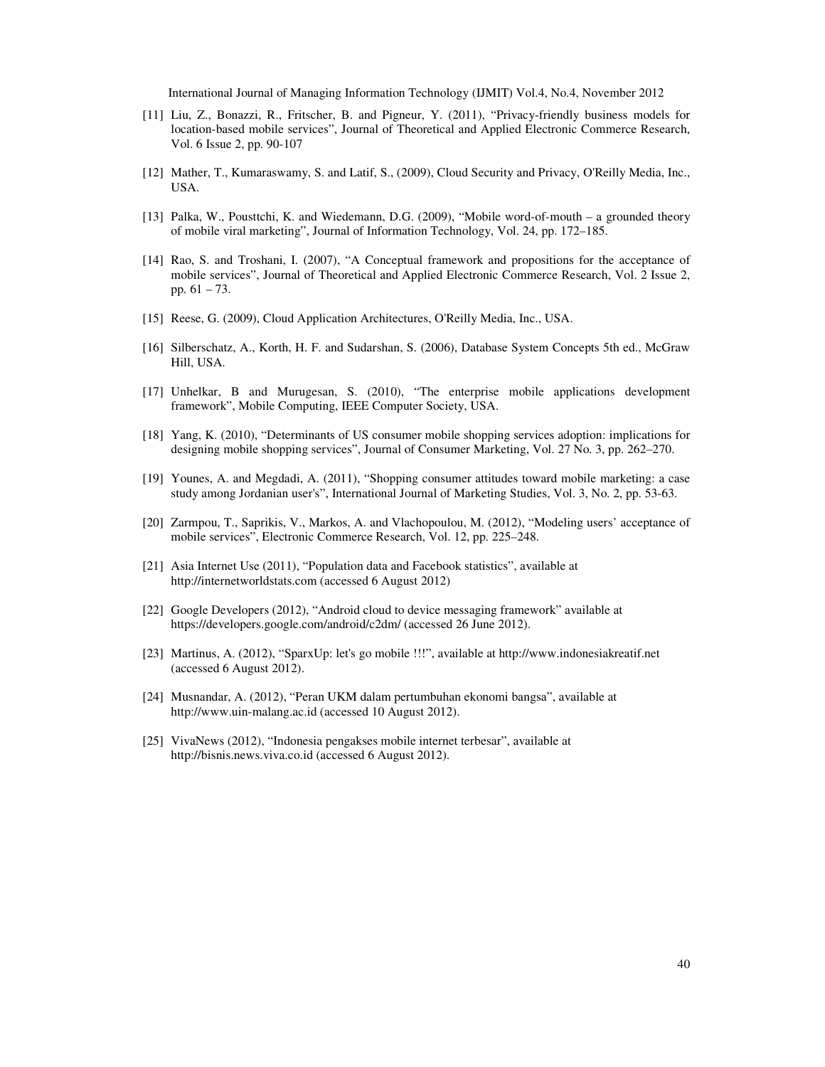[11] Liu, Z., Bonazzi, R., Fritscher, B. and Pigneur, Y. (2011), “Privacy-friendly business models for location-based mobile services”, Journal of Theoretical and Applied Electronic Commerce Research, Vol. 6 Issue 2, pp. 90-107

[12] Mather, T., Kumaraswamy, S. and Latif, S., (2009), Cloud Security and Privacy, O'Reilly Media, Inc., USA.

[13] Palka, W., Pousttchi, K. and Wiedemann, D.G. (2009), “Mobile word-of-mouth – a grounded theory of mobile viral marketing”, Journal of Information Technology, Vol. 24, pp. 172–185.

[14] Rao, S. and Troshani, I. (2007), “A Conceptual framework and propositions for the acceptance of mobile services”, Journal of Theoretical and Applied Electronic Commerce Research, Vol. 2 Issue 2, pp. 61 – 73.

[15] Reese, G. (2009), Cloud Application Architectures, O'Reilly Media, Inc., USA.

[16] Silberschatz, A., Korth, H. F. and Sudarshan, S. (2006), Database System Concepts 5th ed., McGraw Hill, USA.

[17] Unhelkar, B and Murugesan, S. (2010), “The enterprise mobile applications development framework”, Mobile Computing, IEEE Computer Society, USA.

[18] Yang, K. (2010), “Determinants of US consumer mobile shopping services adoption: implications for designing mobile shopping services”, Journal of Consumer Marketing, Vol. 27 No. 3, pp. 262–270.

[19] Younes, A. and Megdadi, A. (2011), “Shopping consumer attitudes toward mobile marketing: a case study among Jordanian user's”, International Journal of Marketing Studies, Vol. 3, No. 2, pp. 53-63.

[20] Zarmpou, T., Saprikis, V., Markos, A. and Vlachopoulou, M. (2012), “Modeling users’ acceptance of mobile services”, Electronic Commerce Research, Vol. 12, pp. 225–248.

[21] Asia Internet Use (2011), “Population data and Facebook statistics”, available at http://internetworldstats.com (accessed 6 August 2012)

[22] Google Developers (2012), “Android cloud to device messaging framework” available at https://developers.google.com/android/c2dm/ (accessed 26 June 2012).

[23] Martinus, A. (2012), “SparxUp: let's go mobile !!!”, available at http://www.indonesiakreatif.net (accessed 6 August 2012).

[24] Musnandar, A. (2012), “Peran UKM dalam pertumbuhan ekonomi bangsa”, available at http://www.uin-malang.ac.id (accessed 10 August 2012).

[25] VivaNews (2012), “Indonesia pengakses mobile internet terbesar”, available at http://bisnis.news.viva.co.id (accessed 6 August 2012).